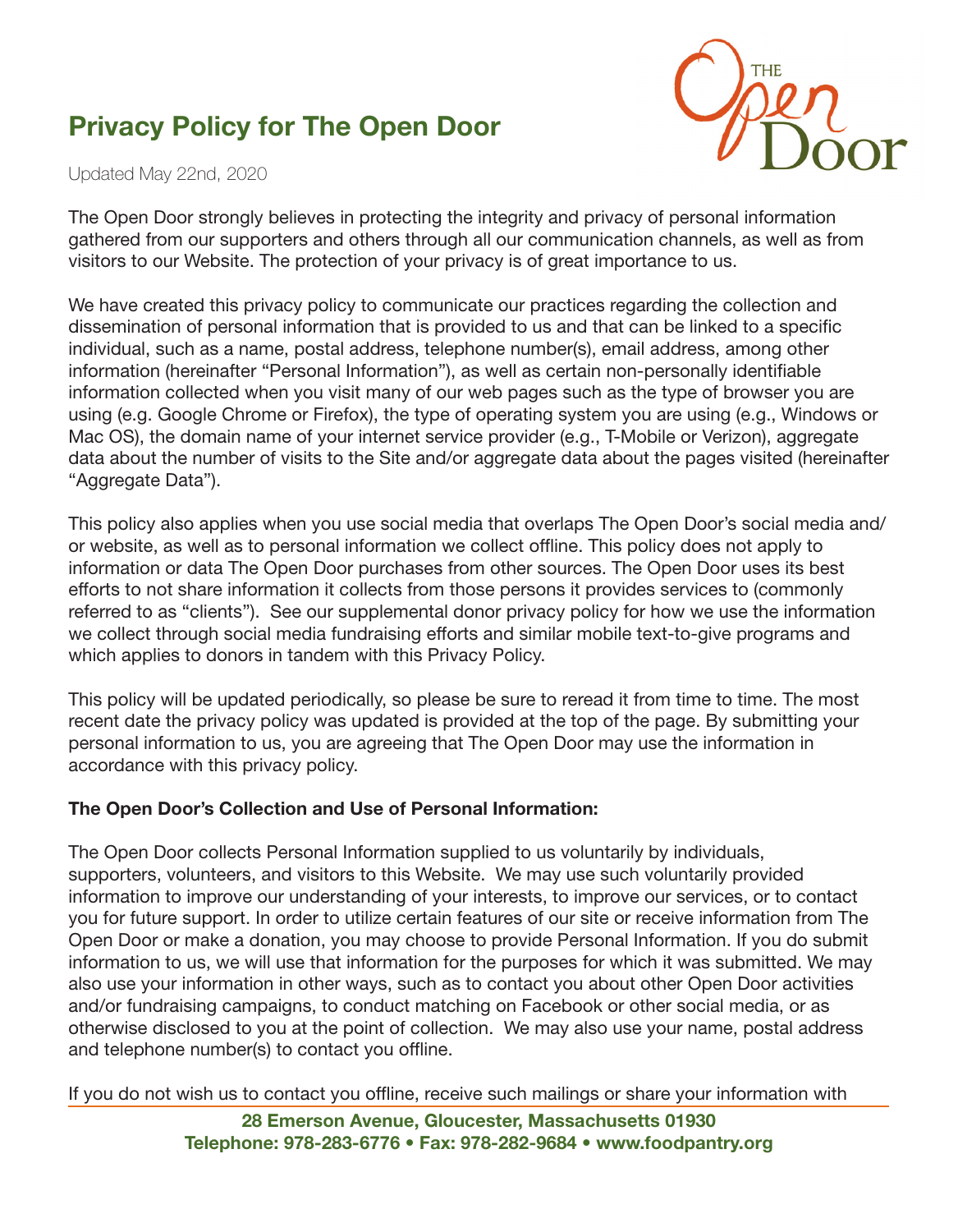# Privacy Policy for The Open Door

Updated May 22nd, 2020

The Open Door strongly believes in protecting the integrity and privacy of personal information gathered from our supporters and others through all our communication channels, as well as from visitors to our Website. The protection of your privacy is of great importance to us.

We have created this privacy policy to communicate our practices regarding the collection and dissemination of personal information that is provided to us and that can be linked to a specific individual, such as a name, postal address, telephone number(s), email address, among other information (hereinafter "Personal Information"), as well as certain non-personally identifiable information collected when you visit many of our web pages such as the type of browser you are using (e.g. Google Chrome or Firefox), the type of operating system you are using (e.g., Windows or Mac OS), the domain name of your internet service provider (e.g., T-Mobile or Verizon), aggregate data about the number of visits to the Site and/or aggregate data about the pages visited (hereinafter "Aggregate Data").

This policy also applies when you use social media that overlaps The Open Door's social media and/or website, as well as to personal information we collect offline. This policy does not apply to information or data The Open Door purchases from other sources. The Open Door uses its best efforts to not share information it collects from those persons it provides services to (commonly referred to as "clients"). See our supplemental donor privacy policy for how we use the information we collect through social media fundraising efforts and similar mobile text-to-give programs and which applies to donors in tandem with this Privacy Policy.

This policy will be updated periodically, so please be sure to reread it from time to time. The most recent date the privacy policy was updated is provided at the top of the page. By submitting your personal information to us, you are agreeing that The Open Door may use the information in accordance with this privacy policy.

**The Open Door's Collection and Use of Personal Information:**

The Open Door collects Personal Information supplied to us voluntarily by individuals, supporters, volunteers, and visitors to this Website. We may use such voluntarily provided information to improve our understanding of your interests, to improve our services, or to contact you for future support. In order to utilize certain features of our site or receive information from The Open Door or make a donation, you may choose to provide Personal Information. If you do submit information to us, we will use that information for the purposes for which it was submitted. We may also use your information in other ways, such as to contact you about other Open Door activities and/or fundraising campaigns, to conduct matching on Facebook or other social media, or as otherwise disclosed to you at the point of collection. We may also use your name, postal address and telephone number(s) to contact you offline.

If you do not wish us to contact you offline, receive such mailings or share your information with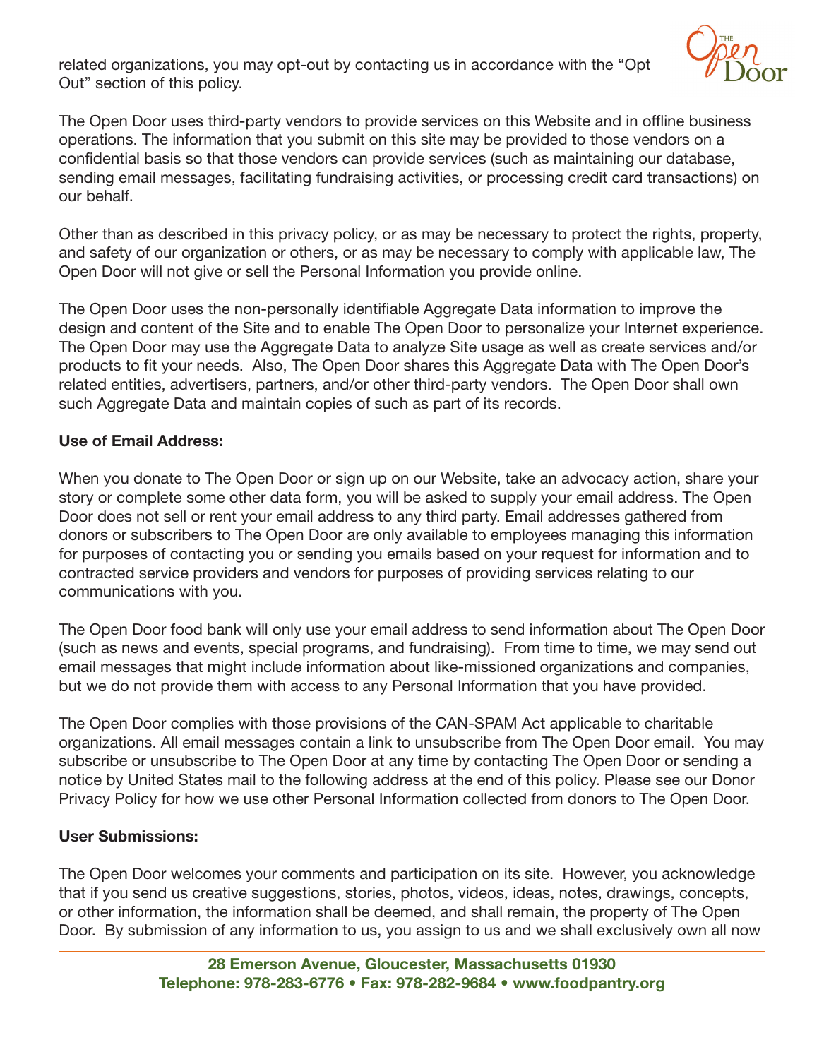related organizations, you may opt-out by contacting us in accordance with the "Opt Out" section of this policy.

The Open Door uses third-party vendors to provide services on this Website and in offline business operations. The information that you submit on this site may be provided to those vendors on a confidential basis so that those vendors can provide services (such as maintaining our database, sending email messages, facilitating fundraising activities, or processing credit card transactions) on our behalf.

Other than as described in this privacy policy, or as may be necessary to protect the rights, property, and safety of our organization or others, or as may be necessary to comply with applicable law, The Open Door will not give or sell the Personal Information you provide online.

The Open Door uses the non-personally identifiable Aggregate Data information to improve the design and content of the Site and to enable The Open Door to personalize your Internet experience. The Open Door may use the Aggregate Data to analyze Site usage as well as create services and/or products to fit your needs. Also, The Open Door shares this Aggregate Data with The Open Door's related entities, advertisers, partners, and/or other third-party vendors. The Open Door shall own such Aggregate Data and maintain copies of such as part of its records.

**Use of Email Address:**

When you donate to The Open Door or sign up on our Website, take an advocacy action, share your story or complete some other data form, you will be asked to supply your email address. The Open Door does not sell or rent your email address to any third party. Email addresses gathered from donors or subscribers to The Open Door are only available to employees managing this information for purposes of contacting you or sending you emails based on your request for information and to contracted service providers and vendors for purposes of providing services relating to our communications with you.

The Open Door food bank will only use your email address to send information about The Open Door (such as news and events, special programs, and fundraising). From time to time, we may send out email messages that might include information about like-missioned organizations and companies, but we do not provide them with access to any Personal Information that you have provided.

The Open Door complies with those provisions of the CAN-SPAM Act applicable to charitable organizations. All email messages contain a link to unsubscribe from The Open Door email. You may subscribe or unsubscribe to The Open Door at any time by contacting The Open Door or sending a notice by United States mail to the following address at the end of this policy. Please see our Donor Privacy Policy for how we use other Personal Information collected from donors to The Open Door.

**User Submissions:**

The Open Door welcomes your comments and participation on its site. However, you acknowledge that if you send us creative suggestions, stories, photos, videos, ideas, notes, drawings, concepts, or other information, the information shall be deemed, and shall remain, the property of The Open Door. By submission of any information to us, you assign to us and we shall exclusively own all now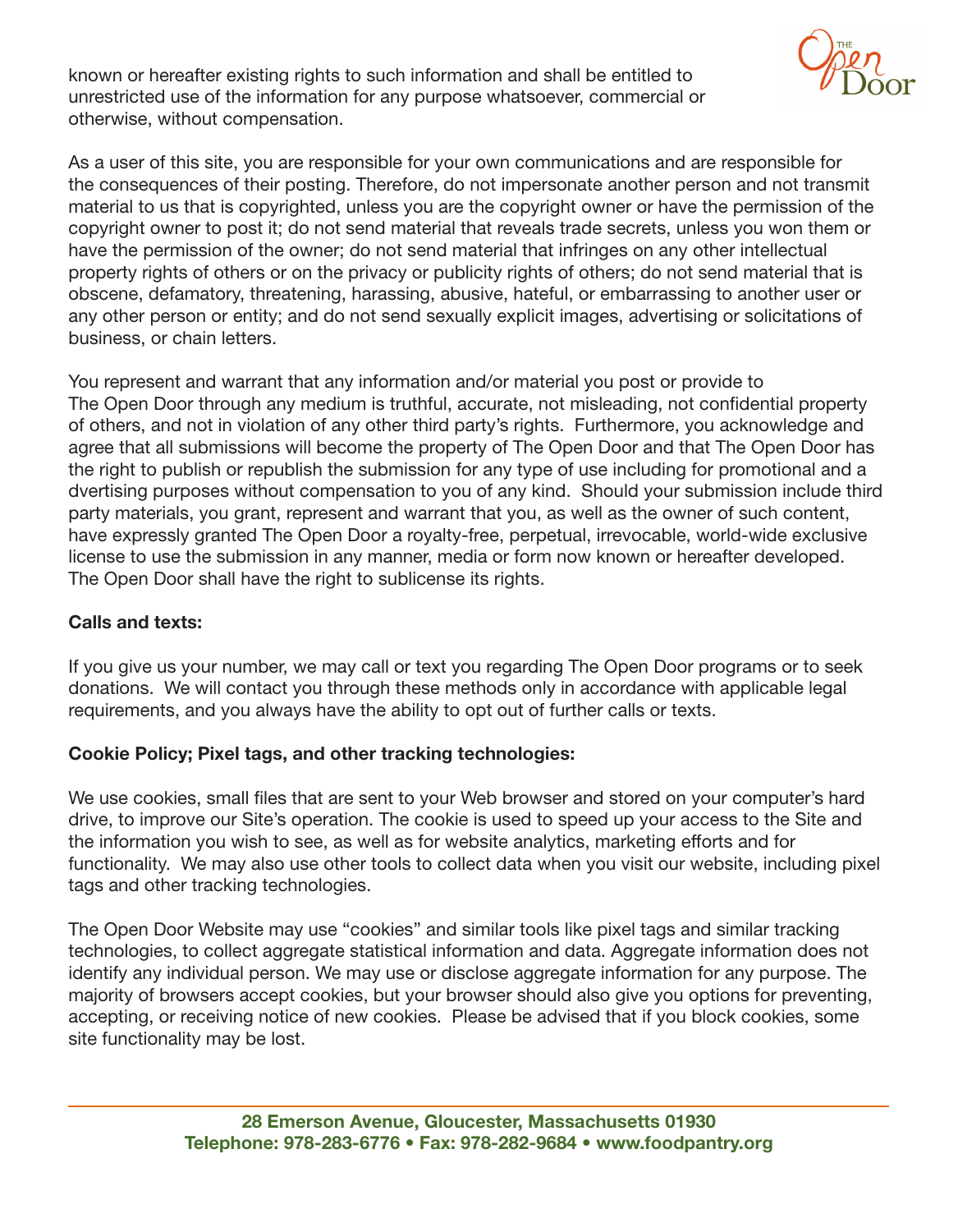known or hereafter existing rights to such information and shall be entitled to unrestricted use of the information for any purpose whatsoever, commercial or otherwise, without compensation.

As a user of this site, you are responsible for your own communications and are responsible for the consequences of their posting. Therefore, do not impersonate another person and not transmit material to us that is copyrighted, unless you are the copyright owner or have the permission of the copyright owner to post it; do not send material that reveals trade secrets, unless you won them or have the permission of the owner; do not send material that infringes on any other intellectual property rights of others or on the privacy or publicity rights of others; do not send material that is obscene, defamatory, threatening, harassing, abusive, hateful, or embarrassing to another user or any other person or entity; and do not send sexually explicit images, advertising or solicitations of business, or chain letters.

You represent and warrant that any information and/or material you post or provide to The Open Door through any medium is truthful, accurate, not misleading, not confidential property of others, and not in violation of any other third party's rights. Furthermore, you acknowledge and agree that all submissions will become the property of The Open Door and that The Open Door has the right to publish or republish the submission for any type of use including for promotional and a dvertising purposes without compensation to you of any kind. Should your submission include third party materials, you grant, represent and warrant that you, as well as the owner of such content, have expressly granted The Open Door a royalty-free, perpetual, irrevocable, world-wide exclusive license to use the submission in any manner, media or form now known or hereafter developed. The Open Door shall have the right to sublicense its rights.

**Calls and texts:**

If you give us your number, we may call or text you regarding The Open Door programs or to seek donations. We will contact you through these methods only in accordance with applicable legal requirements, and you always have the ability to opt out of further calls or texts.

**Cookie Policy; Pixel tags, and other tracking technologies:**

We use cookies, small files that are sent to your Web browser and stored on your computer's hard drive, to improve our Site's operation. The cookie is used to speed up your access to the Site and the information you wish to see, as well as for website analytics, marketing efforts and for functionality. We may also use other tools to collect data when you visit our website, including pixel tags and other tracking technologies.

The Open Door Website may use "cookies" and similar tools like pixel tags and similar tracking technologies, to collect aggregate statistical information and data. Aggregate information does not identify any individual person. We may use or disclose aggregate information for any purpose. The majority of browsers accept cookies, but your browser should also give you options for preventing, accepting, or receiving notice of new cookies. Please be advised that if you block cookies, some site functionality may be lost.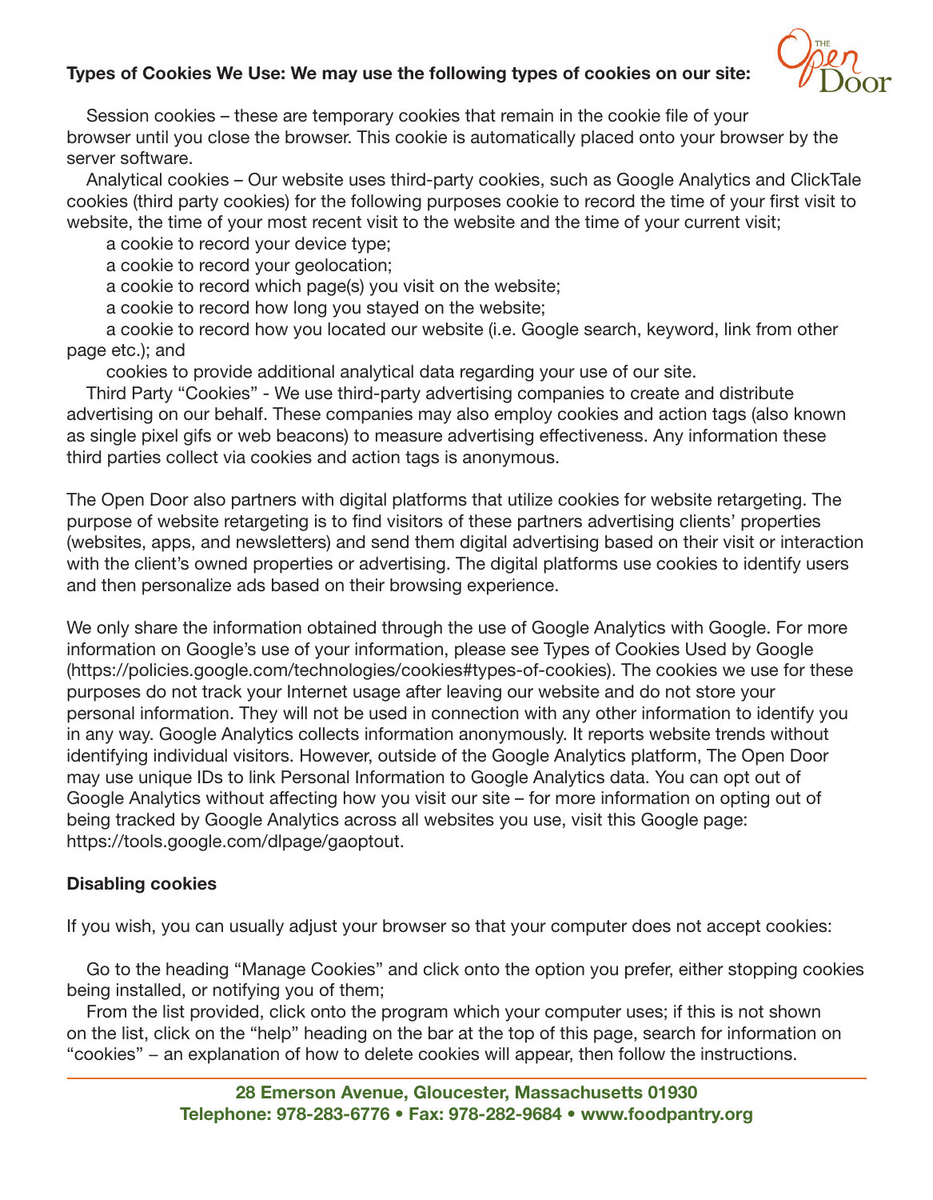**Types of Cookies We Use: We may use the following types of cookies on our site:**

Session cookies – these are temporary cookies that remain in the cookie file of your browser until you close the browser. This cookie is automatically placed onto your browser by the server software.

Analytical cookies – Our website uses third-party cookies, such as Google Analytics and ClickTale cookies (third party cookies) for the following purposes cookie to record the time of your first visit to website, the time of your most recent visit to the website and the time of your current visit;

a cookie to record your device type;

a cookie to record your geolocation;

a cookie to record which page(s) you visit on the website;

a cookie to record how long you stayed on the website;

a cookie to record how you located our website (i.e. Google search, keyword, link from other page etc.); and

cookies to provide additional analytical data regarding your use of our site.

Third Party "Cookies" - We use third-party advertising companies to create and distribute advertising on our behalf. These companies may also employ cookies and action tags (also known as single pixel gifs or web beacons) to measure advertising effectiveness. Any information these third parties collect via cookies and action tags is anonymous.

The Open Door also partners with digital platforms that utilize cookies for website retargeting. The purpose of website retargeting is to find visitors of these partners advertising clients' properties (websites, apps, and newsletters) and send them digital advertising based on their visit or interaction with the client's owned properties or advertising. The digital platforms use cookies to identify users and then personalize ads based on their browsing experience.

We only share the information obtained through the use of Google Analytics with Google. For more information on Google's use of your information, please see Types of Cookies Used by Google (https://policies.google.com/technologies/cookies#types-of-cookies). The cookies we use for these purposes do not track your Internet usage after leaving our website and do not store your personal information. They will not be used in connection with any other information to identify you in any way. Google Analytics collects information anonymously. It reports website trends without identifying individual visitors. However, outside of the Google Analytics platform, The Open Door may use unique IDs to link Personal Information to Google Analytics data. You can opt out of Google Analytics without affecting how you visit our site – for more information on opting out of being tracked by Google Analytics across all websites you use, visit this Google page: https://tools.google.com/dlpage/gaoptout.

**Disabling cookies**

If you wish, you can usually adjust your browser so that your computer does not accept cookies:

Go to the heading "Manage Cookies" and click onto the option you prefer, either stopping cookies being installed, or notifying you of them;

From the list provided, click onto the program which your computer uses; if this is not shown on the list, click on the "help" heading on the bar at the top of this page, search for information on "cookies" – an explanation of how to delete cookies will appear, then follow the instructions.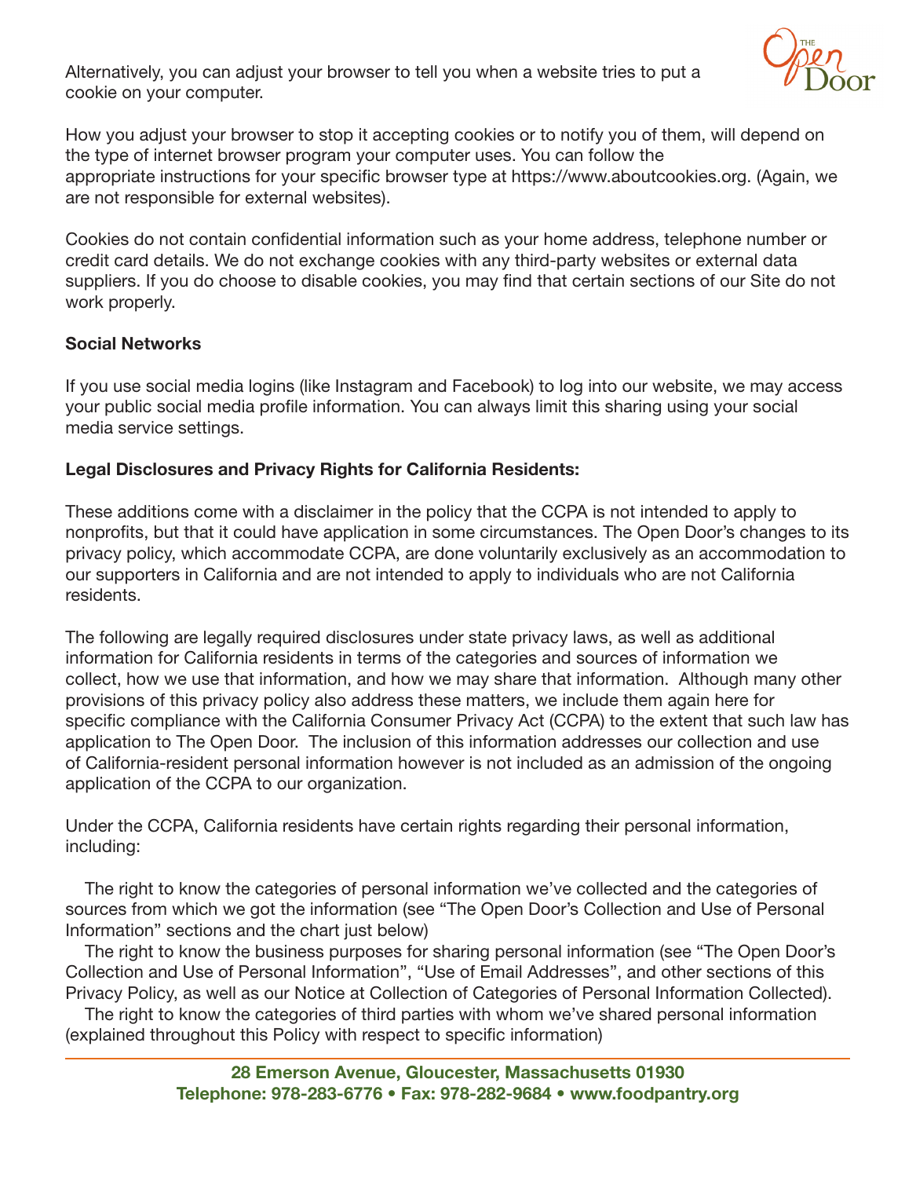Alternatively, you can adjust your browser to tell you when a website tries to put a cookie on your computer.

How you adjust your browser to stop it accepting cookies or to notify you of them, will depend on the type of internet browser program your computer uses. You can follow the appropriate instructions for your specific browser type at https://www.aboutcookies.org. (Again, we are not responsible for external websites).

Cookies do not contain confidential information such as your home address, telephone number or credit card details. We do not exchange cookies with any third-party websites or external data suppliers. If you do choose to disable cookies, you may find that certain sections of our Site do not work properly.

**Social Networks**

If you use social media logins (like Instagram and Facebook) to log into our website, we may access your public social media profile information. You can always limit this sharing using your social media service settings.

**Legal Disclosures and Privacy Rights for California Residents:**

These additions come with a disclaimer in the policy that the CCPA is not intended to apply to nonprofits, but that it could have application in some circumstances. The Open Door's changes to its privacy policy, which accommodate CCPA, are done voluntarily exclusively as an accommodation to our supporters in California and are not intended to apply to individuals who are not California residents.

The following are legally required disclosures under state privacy laws, as well as additional information for California residents in terms of the categories and sources of information we collect, how we use that information, and how we may share that information. Although many other provisions of this privacy policy also address these matters, we include them again here for specific compliance with the California Consumer Privacy Act (CCPA) to the extent that such law has application to The Open Door. The inclusion of this information addresses our collection and use of California-resident personal information however is not included as an admission of the ongoing application of the CCPA to our organization.

Under the CCPA, California residents have certain rights regarding their personal information, including:

The right to know the categories of personal information we've collected and the categories of sources from which we got the information (see "The Open Door's Collection and Use of Personal Information" sections and the chart just below)

The right to know the business purposes for sharing personal information (see "The Open Door's Collection and Use of Personal Information", "Use of Email Addresses", and other sections of this Privacy Policy, as well as our Notice at Collection of Categories of Personal Information Collected).

The right to know the categories of third parties with whom we've shared personal information (explained throughout this Policy with respect to specific information)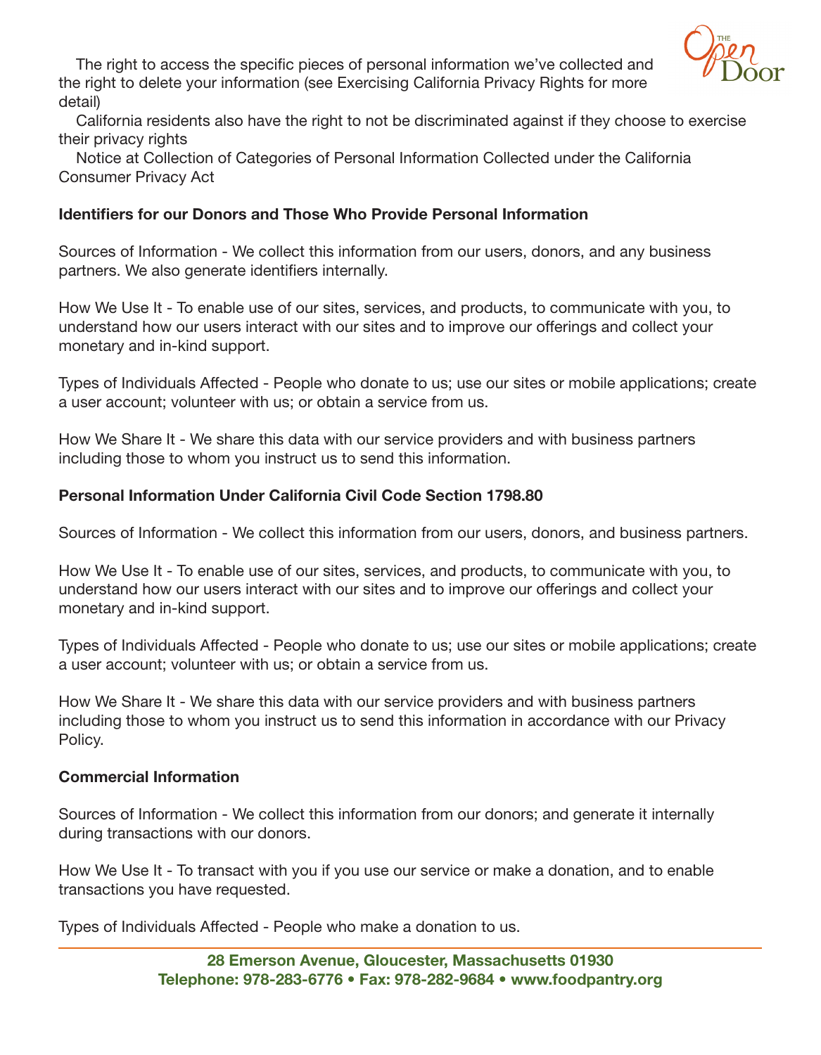The right to access the specific pieces of personal information we've collected and the right to delete your information (see Exercising California Privacy Rights for more detail)

California residents also have the right to not be discriminated against if they choose to exercise their privacy rights

Notice at Collection of Categories of Personal Information Collected under the California Consumer Privacy Act

**Identifiers for our Donors and Those Who Provide Personal Information**

Sources of Information - We collect this information from our users, donors, and any business partners. We also generate identifiers internally.

How We Use It - To enable use of our sites, services, and products, to communicate with you, to understand how our users interact with our sites and to improve our offerings and collect your monetary and in-kind support.

Types of Individuals Affected - People who donate to us; use our sites or mobile applications; create a user account; volunteer with us; or obtain a service from us.

How We Share It - We share this data with our service providers and with business partners including those to whom you instruct us to send this information.

**Personal Information Under California Civil Code Section 1798.80**

Sources of Information - We collect this information from our users, donors, and business partners.

How We Use It - To enable use of our sites, services, and products, to communicate with you, to understand how our users interact with our sites and to improve our offerings and collect your monetary and in-kind support.

Types of Individuals Affected - People who donate to us; use our sites or mobile applications; create a user account; volunteer with us; or obtain a service from us.

How We Share It - We share this data with our service providers and with business partners including those to whom you instruct us to send this information in accordance with our Privacy Policy.

**Commercial Information**

Sources of Information - We collect this information from our donors; and generate it internally during transactions with our donors.

How We Use It - To transact with you if you use our service or make a donation, and to enable transactions you have requested.

Types of Individuals Affected - People who make a donation to us.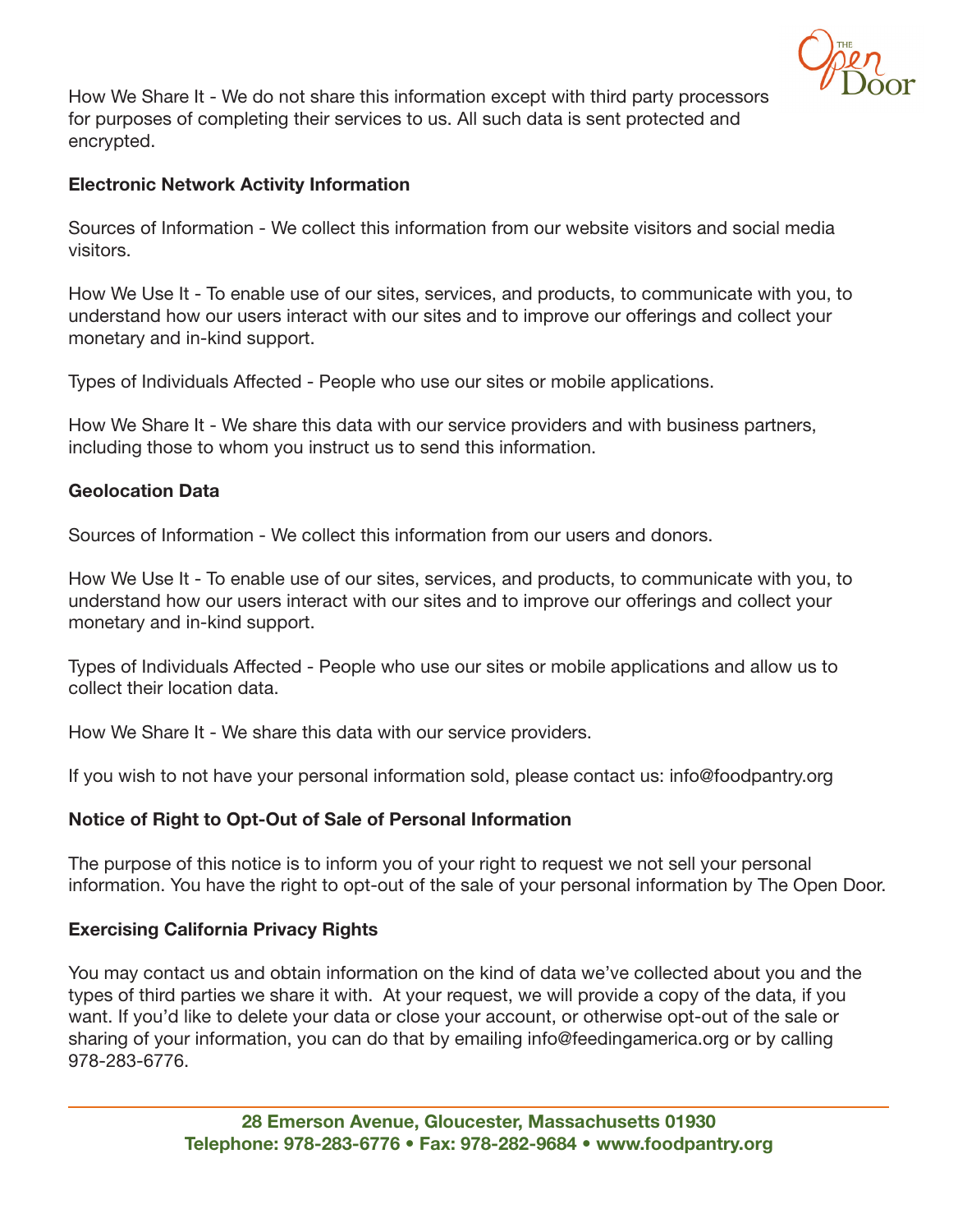How We Share It - We do not share this information except with third party processors for purposes of completing their services to us. All such data is sent protected and encrypted.

**Electronic Network Activity Information**

Sources of Information - We collect this information from our website visitors and social media visitors.

How We Use It - To enable use of our sites, services, and products, to communicate with you, to understand how our users interact with our sites and to improve our offerings and collect your monetary and in-kind support.

Types of Individuals Affected - People who use our sites or mobile applications.

How We Share It - We share this data with our service providers and with business partners, including those to whom you instruct us to send this information.

**Geolocation Data**

Sources of Information - We collect this information from our users and donors.

How We Use It - To enable use of our sites, services, and products, to communicate with you, to understand how our users interact with our sites and to improve our offerings and collect your monetary and in-kind support.

Types of Individuals Affected - People who use our sites or mobile applications and allow us to collect their location data.

How We Share It - We share this data with our service providers.

If you wish to not have your personal information sold, please contact us: info@foodpantry.org

**Notice of Right to Opt-Out of Sale of Personal Information**

The purpose of this notice is to inform you of your right to request we not sell your personal information. You have the right to opt-out of the sale of your personal information by The Open Door.

**Exercising California Privacy Rights**

You may contact us and obtain information on the kind of data we've collected about you and the types of third parties we share it with. At your request, we will provide a copy of the data, if you want. If you'd like to delete your data or close your account, or otherwise opt-out of the sale or sharing of your information, you can do that by emailing info@feedingamerica.org or by calling 978-283-6776.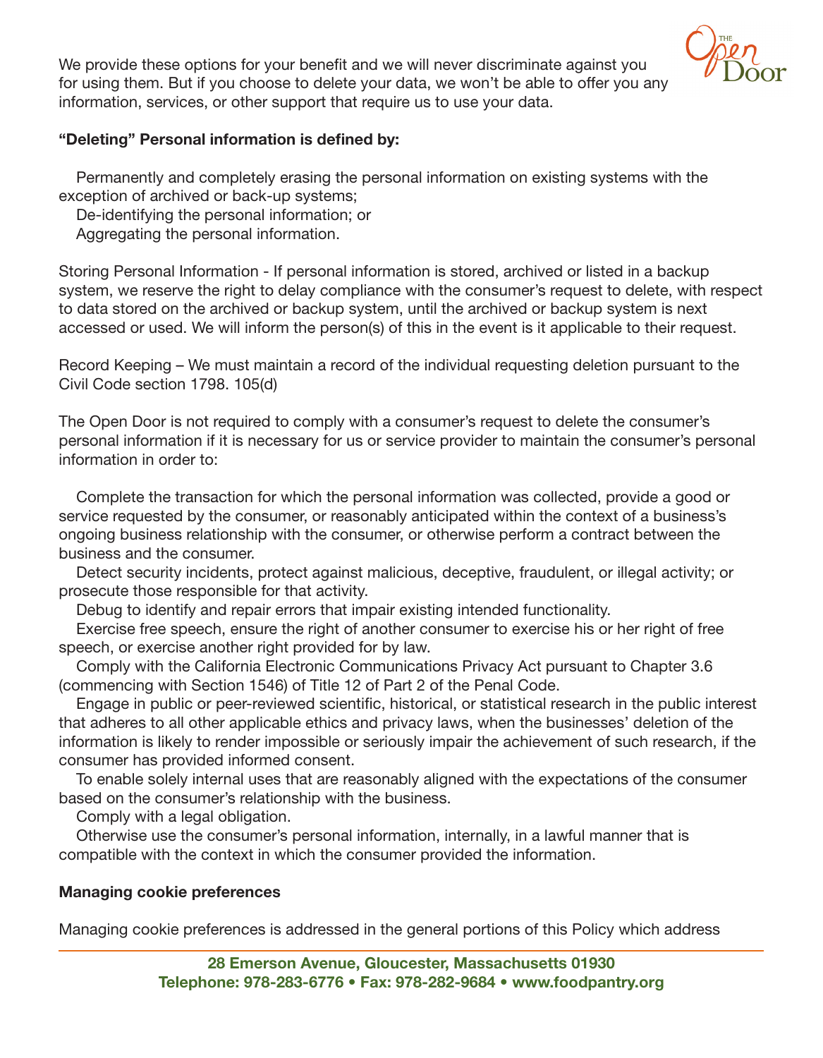We provide these options for your benefit and we will never discriminate against you for using them. But if you choose to delete your data, we won't be able to offer you any information, services, or other support that require us to use your data.

**"Deleting" Personal information is defined by:**

- Permanently and completely erasing the personal information on existing systems with the exception of archived or back-up systems;
- De-identifying the personal information; or
- Aggregating the personal information.

Storing Personal Information - If personal information is stored, archived or listed in a backup system, we reserve the right to delay compliance with the consumer's request to delete, with respect to data stored on the archived or backup system, until the archived or backup system is next accessed or used. We will inform the person(s) of this in the event is it applicable to their request.

Record Keeping – We must maintain a record of the individual requesting deletion pursuant to the Civil Code section 1798. 105(d)

The Open Door is not required to comply with a consumer's request to delete the consumer's personal information if it is necessary for us or service provider to maintain the consumer's personal information in order to:

- Complete the transaction for which the personal information was collected, provide a good or service requested by the consumer, or reasonably anticipated within the context of a business's ongoing business relationship with the consumer, or otherwise perform a contract between the business and the consumer.
- Detect security incidents, protect against malicious, deceptive, fraudulent, or illegal activity; or prosecute those responsible for that activity.
- Debug to identify and repair errors that impair existing intended functionality.
- Exercise free speech, ensure the right of another consumer to exercise his or her right of free speech, or exercise another right provided for by law.
- Comply with the California Electronic Communications Privacy Act pursuant to Chapter 3.6 (commencing with Section 1546) of Title 12 of Part 2 of the Penal Code.
- Engage in public or peer-reviewed scientific, historical, or statistical research in the public interest that adheres to all other applicable ethics and privacy laws, when the businesses' deletion of the information is likely to render impossible or seriously impair the achievement of such research, if the consumer has provided informed consent.
- To enable solely internal uses that are reasonably aligned with the expectations of the consumer based on the consumer's relationship with the business.
- Comply with a legal obligation.
- Otherwise use the consumer's personal information, internally, in a lawful manner that is compatible with the context in which the consumer provided the information.

**Managing cookie preferences**

Managing cookie preferences is addressed in the general portions of this Policy which address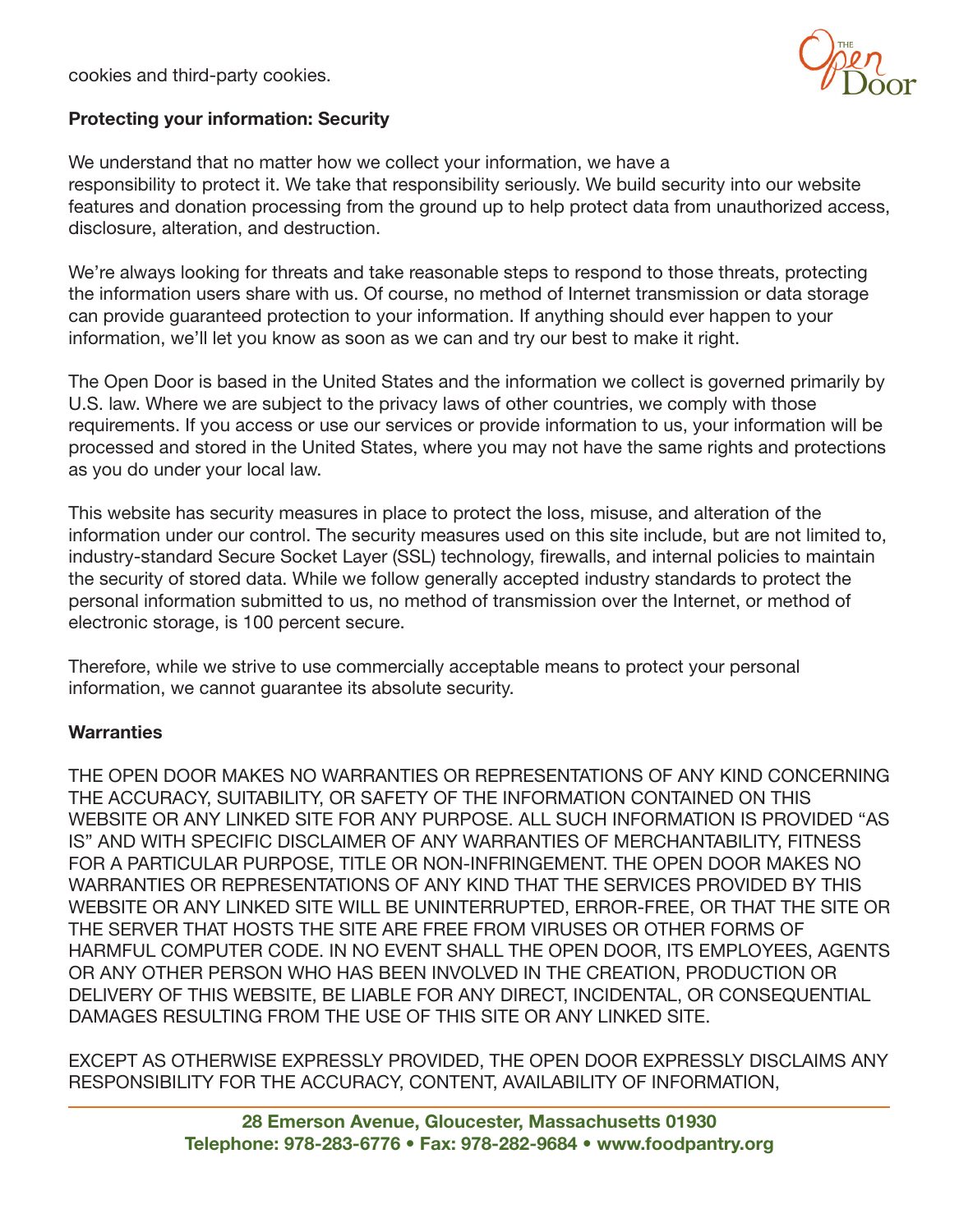cookies and third-party cookies.

**Protecting your information: Security**

We understand that no matter how we collect your information, we have a responsibility to protect it. We take that responsibility seriously. We build security into our website features and donation processing from the ground up to help protect data from unauthorized access, disclosure, alteration, and destruction.

We're always looking for threats and take reasonable steps to respond to those threats, protecting the information users share with us. Of course, no method of Internet transmission or data storage can provide guaranteed protection to your information. If anything should ever happen to your information, we'll let you know as soon as we can and try our best to make it right.

The Open Door is based in the United States and the information we collect is governed primarily by U.S. law. Where we are subject to the privacy laws of other countries, we comply with those requirements. If you access or use our services or provide information to us, your information will be processed and stored in the United States, where you may not have the same rights and protections as you do under your local law.

This website has security measures in place to protect the loss, misuse, and alteration of the information under our control. The security measures used on this site include, but are not limited to, industry-standard Secure Socket Layer (SSL) technology, firewalls, and internal policies to maintain the security of stored data. While we follow generally accepted industry standards to protect the personal information submitted to us, no method of transmission over the Internet, or method of electronic storage, is 100 percent secure.

Therefore, while we strive to use commercially acceptable means to protect your personal information, we cannot guarantee its absolute security.

**Warranties**

THE OPEN DOOR MAKES NO WARRANTIES OR REPRESENTATIONS OF ANY KIND CONCERNING THE ACCURACY, SUITABILITY, OR SAFETY OF THE INFORMATION CONTAINED ON THIS WEBSITE OR ANY LINKED SITE FOR ANY PURPOSE. ALL SUCH INFORMATION IS PROVIDED "AS IS" AND WITH SPECIFIC DISCLAIMER OF ANY WARRANTIES OF MERCHANTABILITY, FITNESS FOR A PARTICULAR PURPOSE, TITLE OR NON-INFRINGEMENT. THE OPEN DOOR MAKES NO WARRANTIES OR REPRESENTATIONS OF ANY KIND THAT THE SERVICES PROVIDED BY THIS WEBSITE OR ANY LINKED SITE WILL BE UNINTERRUPTED, ERROR-FREE, OR THAT THE SITE OR THE SERVER THAT HOSTS THE SITE ARE FREE FROM VIRUSES OR OTHER FORMS OF HARMFUL COMPUTER CODE. IN NO EVENT SHALL THE OPEN DOOR, ITS EMPLOYEES, AGENTS OR ANY OTHER PERSON WHO HAS BEEN INVOLVED IN THE CREATION, PRODUCTION OR DELIVERY OF THIS WEBSITE, BE LIABLE FOR ANY DIRECT, INCIDENTAL, OR CONSEQUENTIAL DAMAGES RESULTING FROM THE USE OF THIS SITE OR ANY LINKED SITE.

EXCEPT AS OTHERWISE EXPRESSLY PROVIDED, THE OPEN DOOR EXPRESSLY DISCLAIMS ANY RESPONSIBILITY FOR THE ACCURACY, CONTENT, AVAILABILITY OF INFORMATION,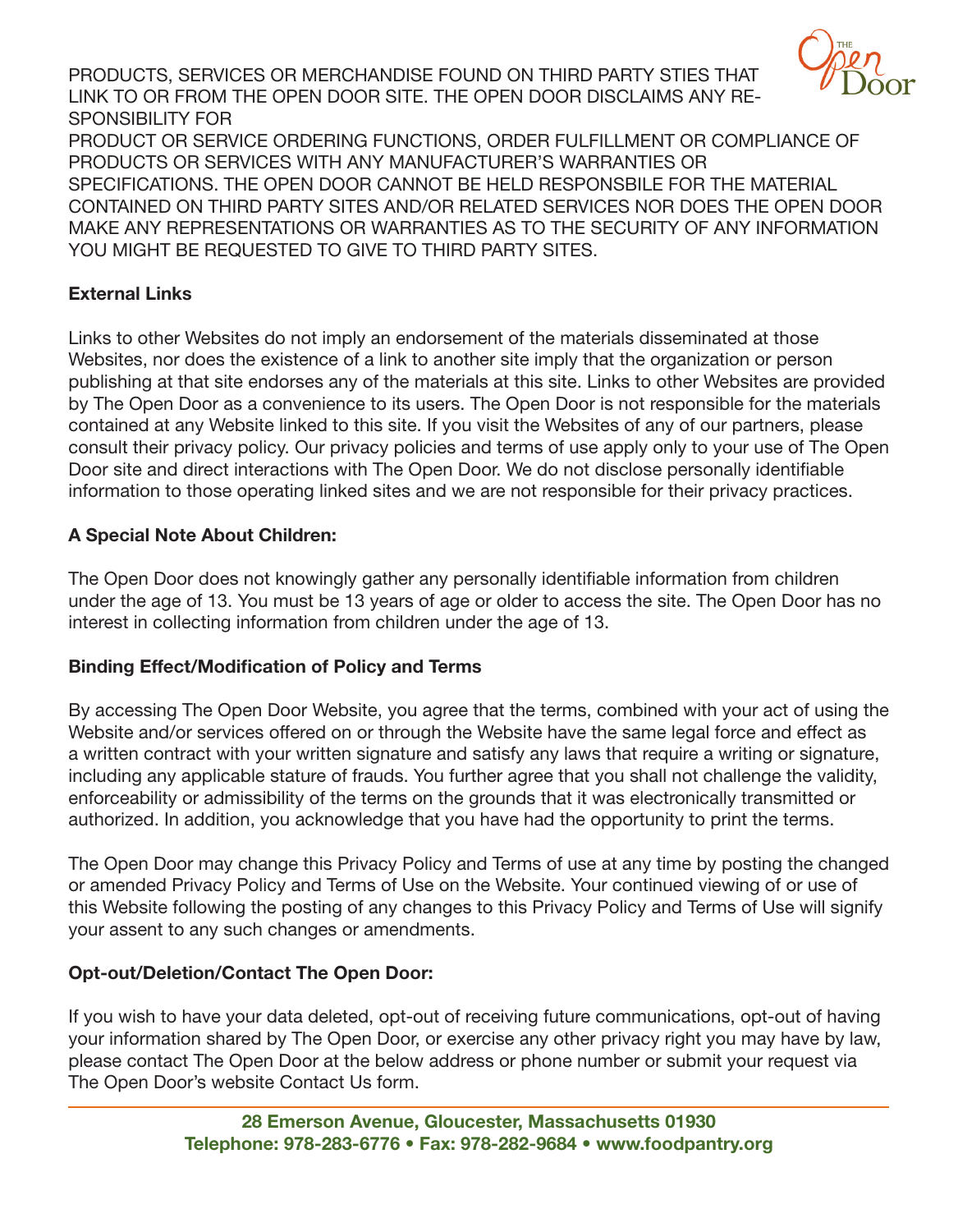PRODUCTS, SERVICES OR MERCHANDISE FOUND ON THIRD PARTY STIES THAT LINK TO OR FROM THE OPEN DOOR SITE. THE OPEN DOOR DISCLAIMS ANY RESPONSIBILITY FOR
PRODUCT OR SERVICE ORDERING FUNCTIONS, ORDER FULFILLMENT OR COMPLIANCE OF PRODUCTS OR SERVICES WITH ANY MANUFACTURER'S WARRANTIES OR SPECIFICATIONS. THE OPEN DOOR CANNOT BE HELD RESPONSBILE FOR THE MATERIAL CONTAINED ON THIRD PARTY SITES AND/OR RELATED SERVICES NOR DOES THE OPEN DOOR MAKE ANY REPRESENTATIONS OR WARRANTIES AS TO THE SECURITY OF ANY INFORMATION YOU MIGHT BE REQUESTED TO GIVE TO THIRD PARTY SITES.

**External Links**

Links to other Websites do not imply an endorsement of the materials disseminated at those Websites, nor does the existence of a link to another site imply that the organization or person publishing at that site endorses any of the materials at this site. Links to other Websites are provided by The Open Door as a convenience to its users. The Open Door is not responsible for the materials contained at any Website linked to this site. If you visit the Websites of any of our partners, please consult their privacy policy. Our privacy policies and terms of use apply only to your use of The Open Door site and direct interactions with The Open Door. We do not disclose personally identifiable information to those operating linked sites and we are not responsible for their privacy practices.

**A Special Note About Children:**

The Open Door does not knowingly gather any personally identifiable information from children under the age of 13. You must be 13 years of age or older to access the site. The Open Door has no interest in collecting information from children under the age of 13.

**Binding Effect/Modification of Policy and Terms**

By accessing The Open Door Website, you agree that the terms, combined with your act of using the Website and/or services offered on or through the Website have the same legal force and effect as a written contract with your written signature and satisfy any laws that require a writing or signature, including any applicable stature of frauds. You further agree that you shall not challenge the validity, enforceability or admissibility of the terms on the grounds that it was electronically transmitted or authorized. In addition, you acknowledge that you have had the opportunity to print the terms.

The Open Door may change this Privacy Policy and Terms of use at any time by posting the changed or amended Privacy Policy and Terms of Use on the Website. Your continued viewing of or use of this Website following the posting of any changes to this Privacy Policy and Terms of Use will signify your assent to any such changes or amendments.

**Opt-out/Deletion/Contact The Open Door:**

If you wish to have your data deleted, opt-out of receiving future communications, opt-out of having your information shared by The Open Door, or exercise any other privacy right you may have by law, please contact The Open Door at the below address or phone number or submit your request via The Open Door's website Contact Us form.

**28 Emerson Avenue, Gloucester, Massachusetts 01930**
**Telephone: 978-283-6776 • Fax: 978-282-9684 • www.foodpantry.org**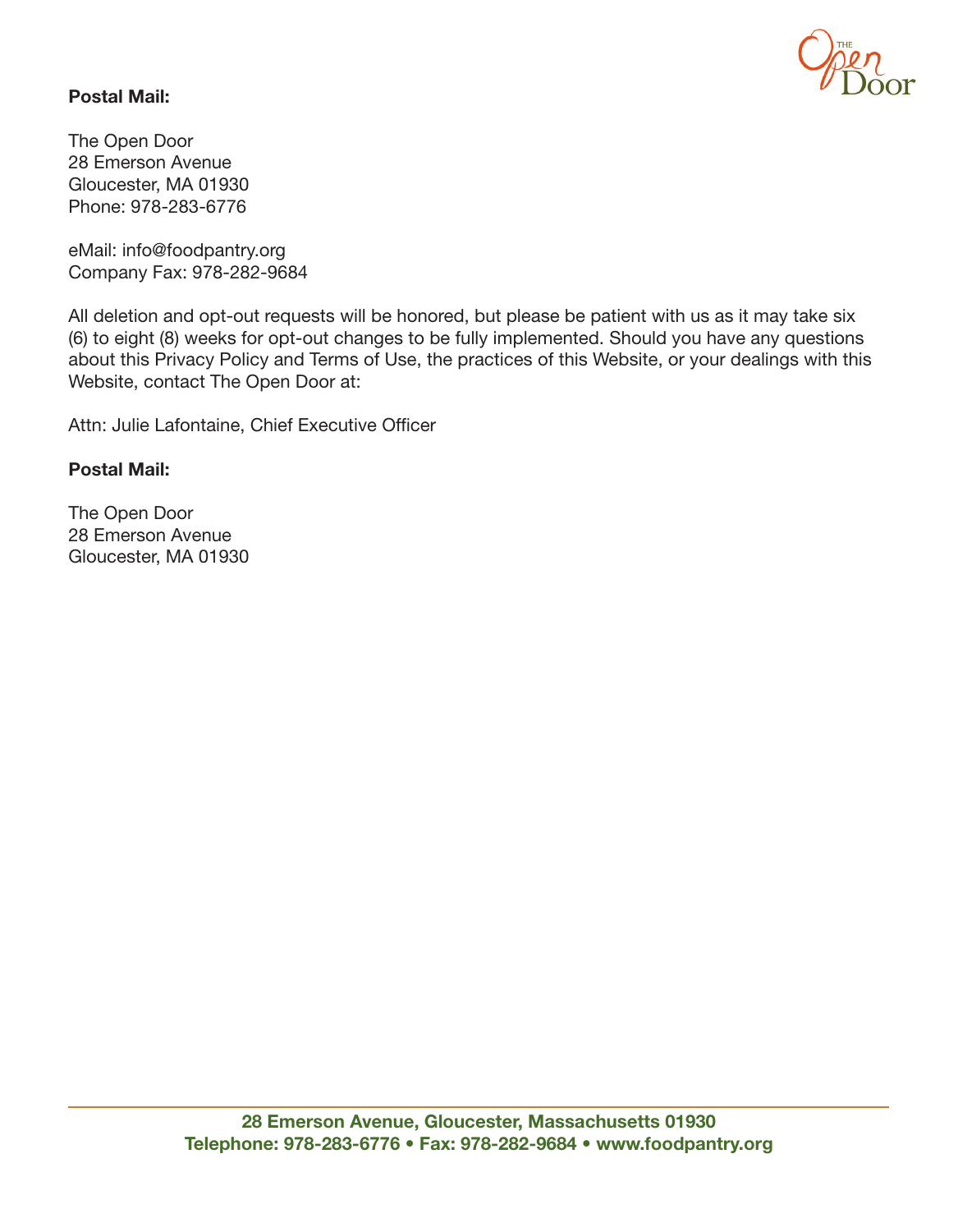**Postal Mail:**

The Open Door
28 Emerson Avenue
Gloucester, MA 01930
Phone: 978-283-6776

eMail: info@foodpantry.org
Company Fax: 978-282-9684

All deletion and opt-out requests will be honored, but please be patient with us as it may take six (6) to eight (8) weeks for opt-out changes to be fully implemented. Should you have any questions about this Privacy Policy and Terms of Use, the practices of this Website, or your dealings with this Website, contact The Open Door at:

Attn: Julie Lafontaine, Chief Executive Officer

**Postal Mail:**

The Open Door
28 Emerson Avenue
Gloucester, MA 01930